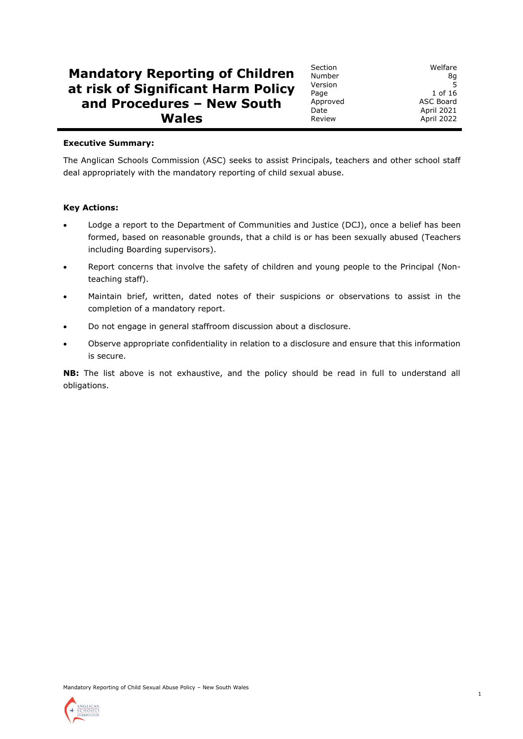# Mandatory Reporting of Children at risk of Significant Harm Policy and Procedures – New South Wales

| Section | Welfare |
| --- | --- |
| Number | 8g |
| Version | 5 |
| Page | 1 of 16 |
| Approved | ASC Board |
| Date | April 2021 |
| Review | April 2022 |

**Executive Summary:**

The Anglican Schools Commission (ASC) seeks to assist Principals, teachers and other school staff deal appropriately with the mandatory reporting of child sexual abuse.

**Key Actions:**

- Lodge a report to the Department of Communities and Justice (DCJ), once a belief has been formed, based on reasonable grounds, that a child is or has been sexually abused (Teachers including Boarding supervisors).
- Report concerns that involve the safety of children and young people to the Principal (Non-teaching staff).
- Maintain brief, written, dated notes of their suspicions or observations to assist in the completion of a mandatory report.
- Do not engage in general staffroom discussion about a disclosure.
- Observe appropriate confidentiality in relation to a disclosure and ensure that this information is secure.

**NB:** The list above is not exhaustive, and the policy should be read in full to understand all obligations.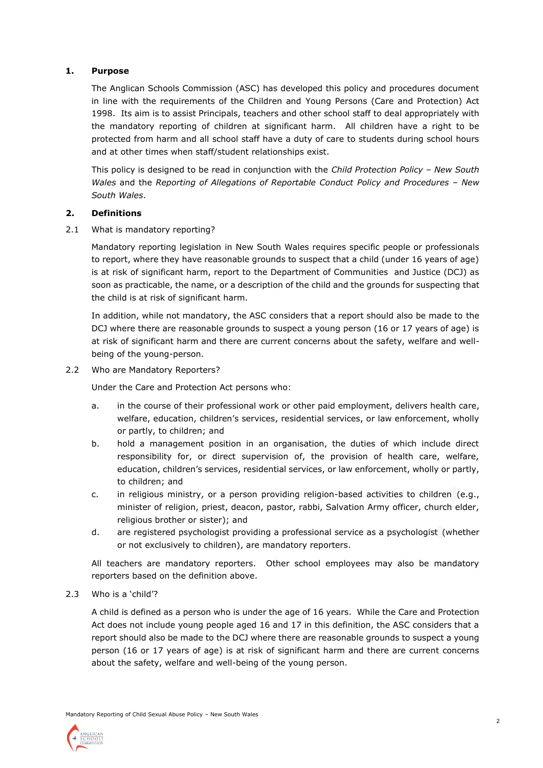## 1. Purpose

The Anglican Schools Commission (ASC) has developed this policy and procedures document in line with the requirements of the Children and Young Persons (Care and Protection) Act 1998. Its aim is to assist Principals, teachers and other school staff to deal appropriately with the mandatory reporting of children at significant harm. All children have a right to be protected from harm and all school staff have a duty of care to students during school hours and at other times when staff/student relationships exist.

This policy is designed to be read in conjunction with the *Child Protection Policy – New South Wales* and the *Reporting of Allegations of Reportable Conduct Policy and Procedures – New South Wales*.

## 2. Definitions

### 2.1 What is mandatory reporting?

Mandatory reporting legislation in New South Wales requires specific people or professionals to report, where they have reasonable grounds to suspect that a child (under 16 years of age) is at risk of significant harm, report to the Department of Communities and Justice (DCJ) as soon as practicable, the name, or a description of the child and the grounds for suspecting that the child is at risk of significant harm.

In addition, while not mandatory, the ASC considers that a report should also be made to the DCJ where there are reasonable grounds to suspect a young person (16 or 17 years of age) is at risk of significant harm and there are current concerns about the safety, welfare and well-being of the young-person.

### 2.2 Who are Mandatory Reporters?

Under the Care and Protection Act persons who:

a. in the course of their professional work or other paid employment, delivers health care, welfare, education, children's services, residential services, or law enforcement, wholly or partly, to children; and

b. hold a management position in an organisation, the duties of which include direct responsibility for, or direct supervision of, the provision of health care, welfare, education, children's services, residential services, or law enforcement, wholly or partly, to children; and

c. in religious ministry, or a person providing religion-based activities to children (e.g., minister of religion, priest, deacon, pastor, rabbi, Salvation Army officer, church elder, religious brother or sister); and

d. are registered psychologist providing a professional service as a psychologist (whether or not exclusively to children), are mandatory reporters.

All teachers are mandatory reporters. Other school employees may also be mandatory reporters based on the definition above.

### 2.3 Who is a 'child'?

A child is defined as a person who is under the age of 16 years. While the Care and Protection Act does not include young people aged 16 and 17 in this definition, the ASC considers that a report should also be made to the DCJ where there are reasonable grounds to suspect a young person (16 or 17 years of age) is at risk of significant harm and there are current concerns about the safety, welfare and well-being of the young person.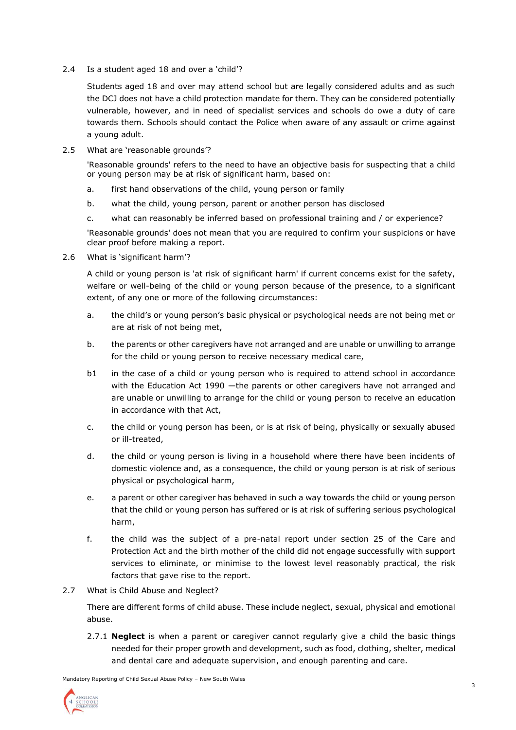## 2.4 Is a student aged 18 and over a 'child'?

Students aged 18 and over may attend school but are legally considered adults and as such the DCJ does not have a child protection mandate for them. They can be considered potentially vulnerable, however, and in need of specialist services and schools do owe a duty of care towards them. Schools should contact the Police when aware of any assault or crime against a young adult.

## 2.5 What are 'reasonable grounds'?

'Reasonable grounds' refers to the need to have an objective basis for suspecting that a child or young person may be at risk of significant harm, based on:

a. first hand observations of the child, young person or family

b. what the child, young person, parent or another person has disclosed

c. what can reasonably be inferred based on professional training and / or experience?

'Reasonable grounds' does not mean that you are required to confirm your suspicions or have clear proof before making a report.

## 2.6 What is 'significant harm'?

A child or young person is 'at risk of significant harm' if current concerns exist for the safety, welfare or well-being of the child or young person because of the presence, to a significant extent, of any one or more of the following circumstances:

a. the child's or young person's basic physical or psychological needs are not being met or are at risk of not being met,

b. the parents or other caregivers have not arranged and are unable or unwilling to arrange for the child or young person to receive necessary medical care,

b1 in the case of a child or young person who is required to attend school in accordance with the Education Act 1990 —the parents or other caregivers have not arranged and are unable or unwilling to arrange for the child or young person to receive an education in accordance with that Act,

c. the child or young person has been, or is at risk of being, physically or sexually abused or ill-treated,

d. the child or young person is living in a household where there have been incidents of domestic violence and, as a consequence, the child or young person is at risk of serious physical or psychological harm,

e. a parent or other caregiver has behaved in such a way towards the child or young person that the child or young person has suffered or is at risk of suffering serious psychological harm,

f. the child was the subject of a pre-natal report under section 25 of the Care and Protection Act and the birth mother of the child did not engage successfully with support services to eliminate, or minimise to the lowest level reasonably practical, the risk factors that gave rise to the report.

## 2.7 What is Child Abuse and Neglect?

There are different forms of child abuse. These include neglect, sexual, physical and emotional abuse.

2.7.1 **Neglect** is when a parent or caregiver cannot regularly give a child the basic things needed for their proper growth and development, such as food, clothing, shelter, medical and dental care and adequate supervision, and enough parenting and care.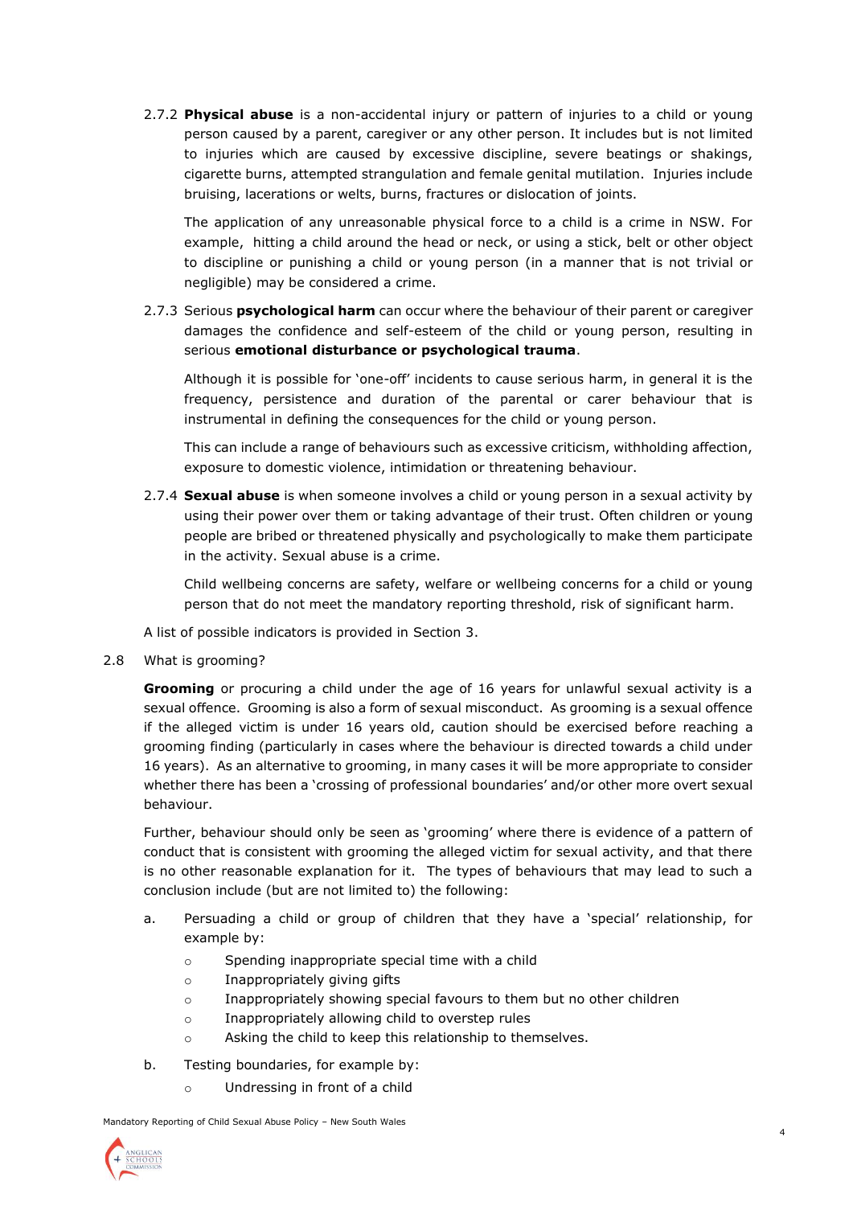2.7.2 **Physical abuse** is a non-accidental injury or pattern of injuries to a child or young person caused by a parent, caregiver or any other person. It includes but is not limited to injuries which are caused by excessive discipline, severe beatings or shakings, cigarette burns, attempted strangulation and female genital mutilation. Injuries include bruising, lacerations or welts, burns, fractures or dislocation of joints.

The application of any unreasonable physical force to a child is a crime in NSW. For example, hitting a child around the head or neck, or using a stick, belt or other object to discipline or punishing a child or young person (in a manner that is not trivial or negligible) may be considered a crime.

2.7.3 Serious **psychological harm** can occur where the behaviour of their parent or caregiver damages the confidence and self-esteem of the child or young person, resulting in serious **emotional disturbance or psychological trauma**.

Although it is possible for 'one-off' incidents to cause serious harm, in general it is the frequency, persistence and duration of the parental or carer behaviour that is instrumental in defining the consequences for the child or young person.

This can include a range of behaviours such as excessive criticism, withholding affection, exposure to domestic violence, intimidation or threatening behaviour.

2.7.4 **Sexual abuse** is when someone involves a child or young person in a sexual activity by using their power over them or taking advantage of their trust. Often children or young people are bribed or threatened physically and psychologically to make them participate in the activity. Sexual abuse is a crime.

Child wellbeing concerns are safety, welfare or wellbeing concerns for a child or young person that do not meet the mandatory reporting threshold, risk of significant harm.

A list of possible indicators is provided in Section 3.

2.8 What is grooming?

**Grooming** or procuring a child under the age of 16 years for unlawful sexual activity is a sexual offence. Grooming is also a form of sexual misconduct. As grooming is a sexual offence if the alleged victim is under 16 years old, caution should be exercised before reaching a grooming finding (particularly in cases where the behaviour is directed towards a child under 16 years). As an alternative to grooming, in many cases it will be more appropriate to consider whether there has been a 'crossing of professional boundaries' and/or other more overt sexual behaviour.

Further, behaviour should only be seen as 'grooming' where there is evidence of a pattern of conduct that is consistent with grooming the alleged victim for sexual activity, and that there is no other reasonable explanation for it. The types of behaviours that may lead to such a conclusion include (but are not limited to) the following:

a. Persuading a child or group of children that they have a 'special' relationship, for example by:
   - Spending inappropriate special time with a child
   - Inappropriately giving gifts
   - Inappropriately showing special favours to them but no other children
   - Inappropriately allowing child to overstep rules
   - Asking the child to keep this relationship to themselves.

b. Testing boundaries, for example by:
   - Undressing in front of a child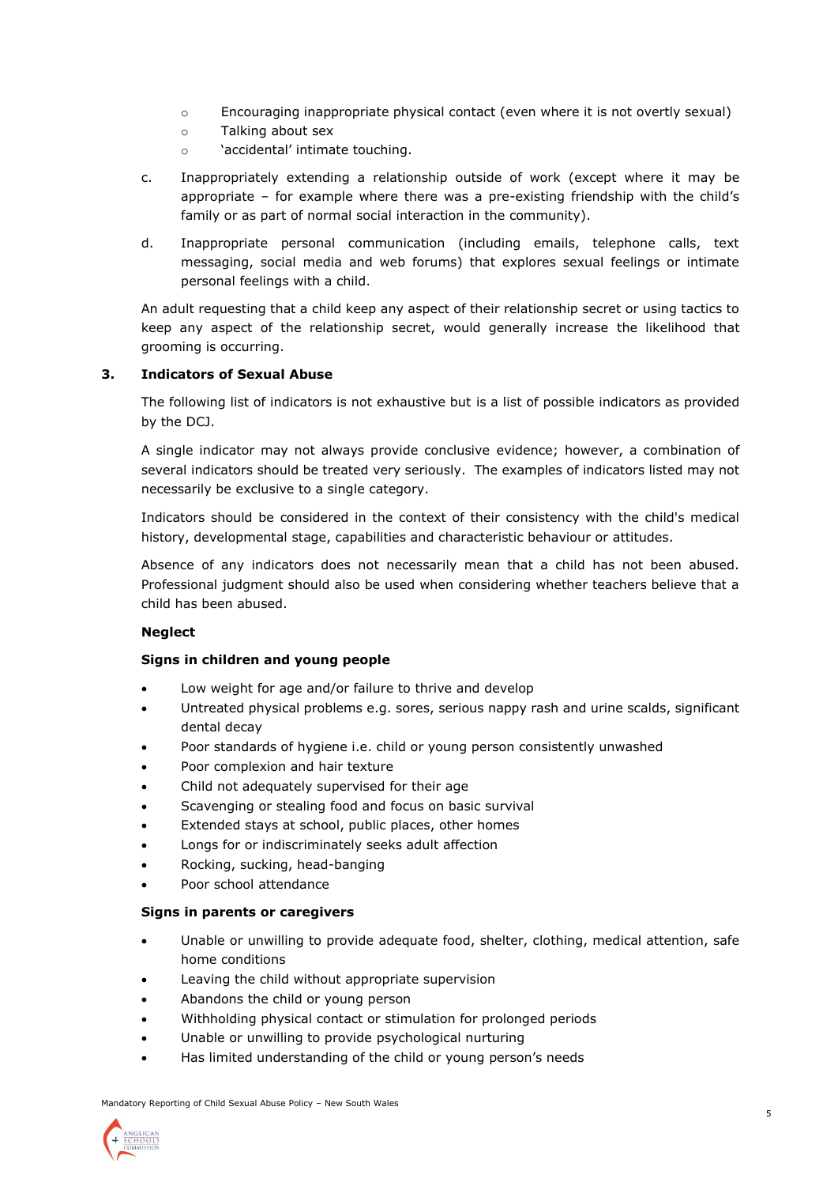- Encouraging inappropriate physical contact (even where it is not overtly sexual)
- Talking about sex
- 'accidental' intimate touching.

c. Inappropriately extending a relationship outside of work (except where it may be appropriate – for example where there was a pre-existing friendship with the child's family or as part of normal social interaction in the community).

d. Inappropriate personal communication (including emails, telephone calls, text messaging, social media and web forums) that explores sexual feelings or intimate personal feelings with a child.

An adult requesting that a child keep any aspect of their relationship secret or using tactics to keep any aspect of the relationship secret, would generally increase the likelihood that grooming is occurring.

## 3. Indicators of Sexual Abuse

The following list of indicators is not exhaustive but is a list of possible indicators as provided by the DCJ.

A single indicator may not always provide conclusive evidence; however, a combination of several indicators should be treated very seriously. The examples of indicators listed may not necessarily be exclusive to a single category.

Indicators should be considered in the context of their consistency with the child's medical history, developmental stage, capabilities and characteristic behaviour or attitudes.

Absence of any indicators does not necessarily mean that a child has not been abused. Professional judgment should also be used when considering whether teachers believe that a child has been abused.

**Neglect**

**Signs in children and young people**

- Low weight for age and/or failure to thrive and develop
- Untreated physical problems e.g. sores, serious nappy rash and urine scalds, significant dental decay
- Poor standards of hygiene i.e. child or young person consistently unwashed
- Poor complexion and hair texture
- Child not adequately supervised for their age
- Scavenging or stealing food and focus on basic survival
- Extended stays at school, public places, other homes
- Longs for or indiscriminately seeks adult affection
- Rocking, sucking, head-banging
- Poor school attendance

**Signs in parents or caregivers**

- Unable or unwilling to provide adequate food, shelter, clothing, medical attention, safe home conditions
- Leaving the child without appropriate supervision
- Abandons the child or young person
- Withholding physical contact or stimulation for prolonged periods
- Unable or unwilling to provide psychological nurturing
- Has limited understanding of the child or young person's needs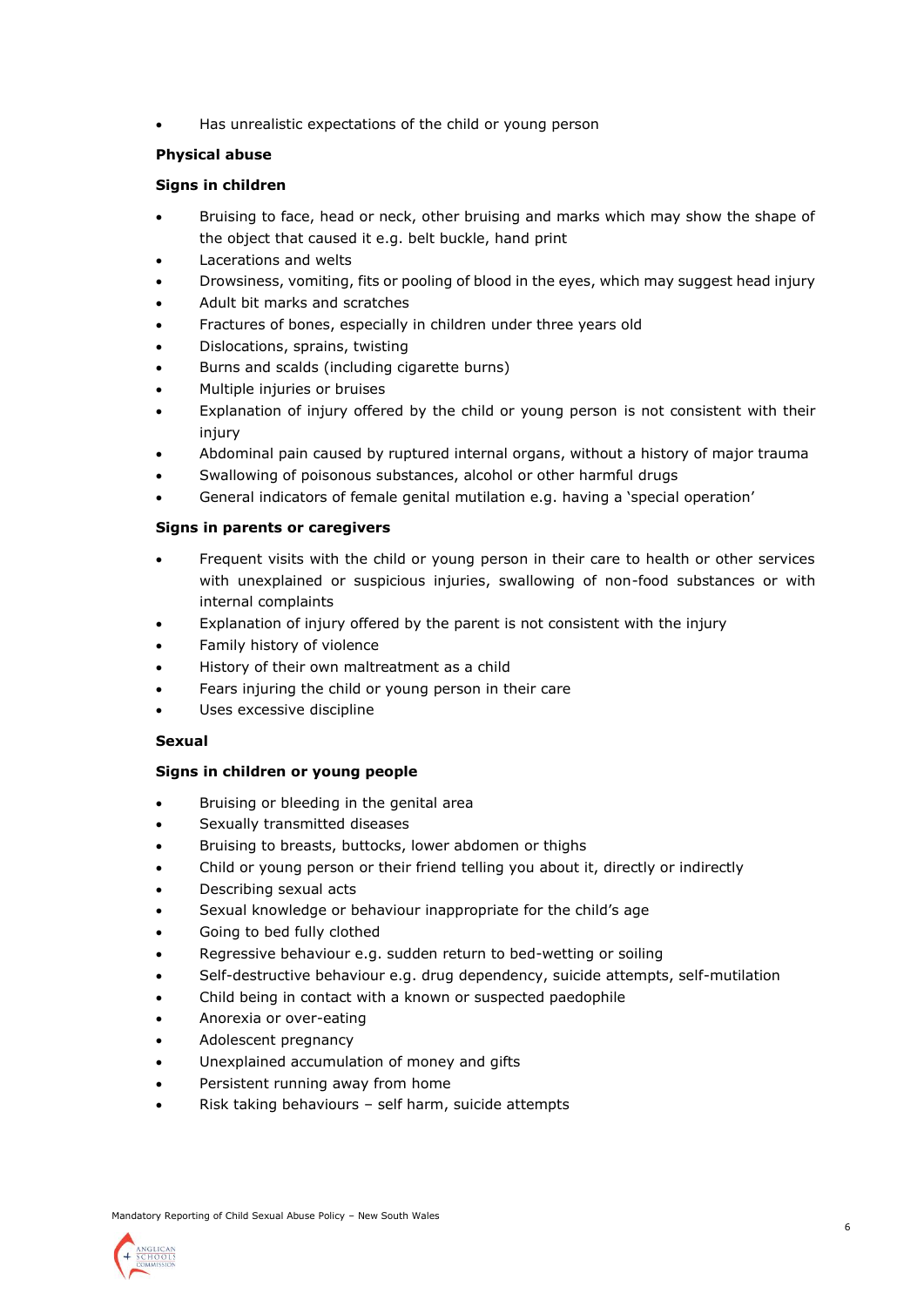- Has unrealistic expectations of the child or young person

**Physical abuse**

**Signs in children**

- Bruising to face, head or neck, other bruising and marks which may show the shape of the object that caused it e.g. belt buckle, hand print
- Lacerations and welts
- Drowsiness, vomiting, fits or pooling of blood in the eyes, which may suggest head injury
- Adult bit marks and scratches
- Fractures of bones, especially in children under three years old
- Dislocations, sprains, twisting
- Burns and scalds (including cigarette burns)
- Multiple injuries or bruises
- Explanation of injury offered by the child or young person is not consistent with their injury
- Abdominal pain caused by ruptured internal organs, without a history of major trauma
- Swallowing of poisonous substances, alcohol or other harmful drugs
- General indicators of female genital mutilation e.g. having a 'special operation'

**Signs in parents or caregivers**

- Frequent visits with the child or young person in their care to health or other services with unexplained or suspicious injuries, swallowing of non-food substances or with internal complaints
- Explanation of injury offered by the parent is not consistent with the injury
- Family history of violence
- History of their own maltreatment as a child
- Fears injuring the child or young person in their care
- Uses excessive discipline

**Sexual**

**Signs in children or young people**

- Bruising or bleeding in the genital area
- Sexually transmitted diseases
- Bruising to breasts, buttocks, lower abdomen or thighs
- Child or young person or their friend telling you about it, directly or indirectly
- Describing sexual acts
- Sexual knowledge or behaviour inappropriate for the child's age
- Going to bed fully clothed
- Regressive behaviour e.g. sudden return to bed-wetting or soiling
- Self-destructive behaviour e.g. drug dependency, suicide attempts, self-mutilation
- Child being in contact with a known or suspected paedophile
- Anorexia or over-eating
- Adolescent pregnancy
- Unexplained accumulation of money and gifts
- Persistent running away from home
- Risk taking behaviours – self harm, suicide attempts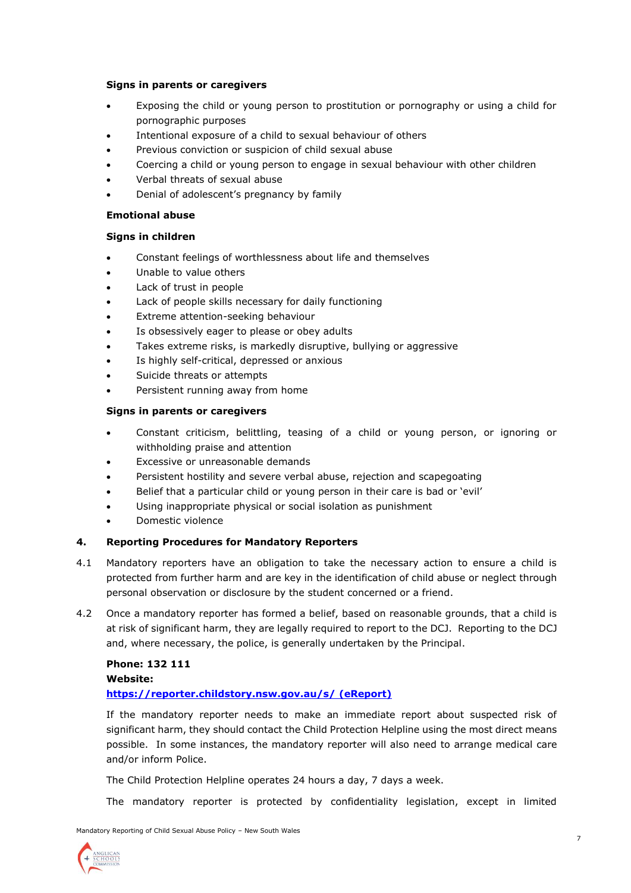**Signs in parents or caregivers**

- Exposing the child or young person to prostitution or pornography or using a child for pornographic purposes
- Intentional exposure of a child to sexual behaviour of others
- Previous conviction or suspicion of child sexual abuse
- Coercing a child or young person to engage in sexual behaviour with other children
- Verbal threats of sexual abuse
- Denial of adolescent's pregnancy by family

**Emotional abuse**

**Signs in children**

- Constant feelings of worthlessness about life and themselves
- Unable to value others
- Lack of trust in people
- Lack of people skills necessary for daily functioning
- Extreme attention-seeking behaviour
- Is obsessively eager to please or obey adults
- Takes extreme risks, is markedly disruptive, bullying or aggressive
- Is highly self-critical, depressed or anxious
- Suicide threats or attempts
- Persistent running away from home

**Signs in parents or caregivers**

- Constant criticism, belittling, teasing of a child or young person, or ignoring or withholding praise and attention
- Excessive or unreasonable demands
- Persistent hostility and severe verbal abuse, rejection and scapegoating
- Belief that a particular child or young person in their care is bad or 'evil'
- Using inappropriate physical or social isolation as punishment
- Domestic violence

## 4. Reporting Procedures for Mandatory Reporters

4.1 Mandatory reporters have an obligation to take the necessary action to ensure a child is protected from further harm and are key in the identification of child abuse or neglect through personal observation or disclosure by the student concerned or a friend.

4.2 Once a mandatory reporter has formed a belief, based on reasonable grounds, that a child is at risk of significant harm, they are legally required to report to the DCJ. Reporting to the DCJ and, where necessary, the police, is generally undertaken by the Principal.

**Phone: 132 111**
**Website:**
**[https://reporter.childstory.nsw.gov.au/s/ (eReport)](https://reporter.childstory.nsw.gov.au/s/)**

If the mandatory reporter needs to make an immediate report about suspected risk of significant harm, they should contact the Child Protection Helpline using the most direct means possible. In some instances, the mandatory reporter will also need to arrange medical care and/or inform Police.

The Child Protection Helpline operates 24 hours a day, 7 days a week.

The mandatory reporter is protected by confidentiality legislation, except in limited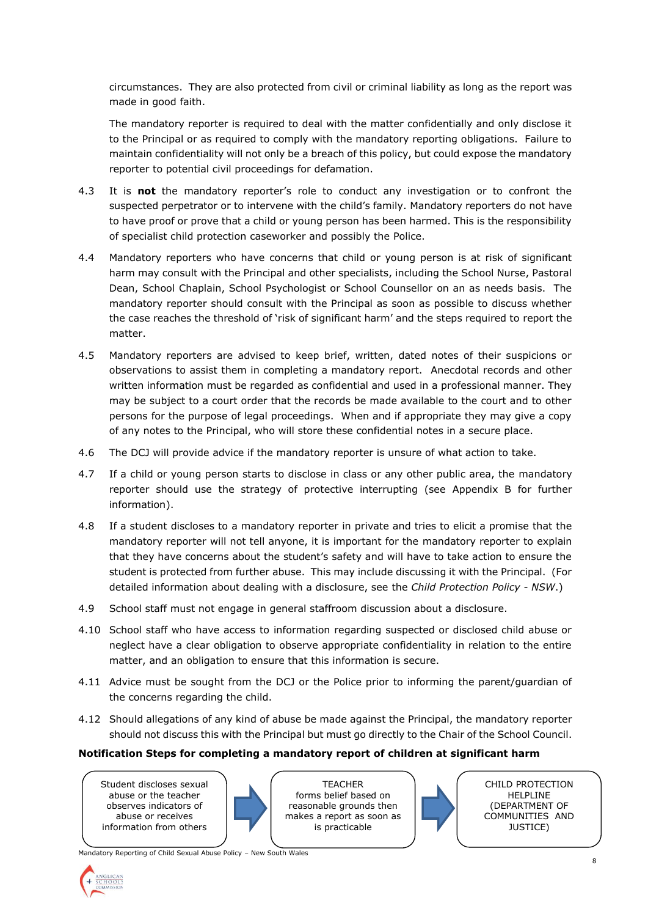circumstances. They are also protected from civil or criminal liability as long as the report was made in good faith.

The mandatory reporter is required to deal with the matter confidentially and only disclose it to the Principal or as required to comply with the mandatory reporting obligations. Failure to maintain confidentiality will not only be a breach of this policy, but could expose the mandatory reporter to potential civil proceedings for defamation.

4.3 It is **not** the mandatory reporter's role to conduct any investigation or to confront the suspected perpetrator or to intervene with the child's family. Mandatory reporters do not have to have proof or prove that a child or young person has been harmed. This is the responsibility of specialist child protection caseworker and possibly the Police.

4.4 Mandatory reporters who have concerns that child or young person is at risk of significant harm may consult with the Principal and other specialists, including the School Nurse, Pastoral Dean, School Chaplain, School Psychologist or School Counsellor on an as needs basis. The mandatory reporter should consult with the Principal as soon as possible to discuss whether the case reaches the threshold of 'risk of significant harm' and the steps required to report the matter.

4.5 Mandatory reporters are advised to keep brief, written, dated notes of their suspicions or observations to assist them in completing a mandatory report. Anecdotal records and other written information must be regarded as confidential and used in a professional manner. They may be subject to a court order that the records be made available to the court and to other persons for the purpose of legal proceedings. When and if appropriate they may give a copy of any notes to the Principal, who will store these confidential notes in a secure place.

4.6 The DCJ will provide advice if the mandatory reporter is unsure of what action to take.

4.7 If a child or young person starts to disclose in class or any other public area, the mandatory reporter should use the strategy of protective interrupting (see Appendix B for further information).

4.8 If a student discloses to a mandatory reporter in private and tries to elicit a promise that the mandatory reporter will not tell anyone, it is important for the mandatory reporter to explain that they have concerns about the student's safety and will have to take action to ensure the student is protected from further abuse. This may include discussing it with the Principal. (For detailed information about dealing with a disclosure, see the *Child Protection Policy - NSW*.)

4.9 School staff must not engage in general staffroom discussion about a disclosure.

4.10 School staff who have access to information regarding suspected or disclosed child abuse or neglect have a clear obligation to observe appropriate confidentiality in relation to the entire matter, and an obligation to ensure that this information is secure.

4.11 Advice must be sought from the DCJ or the Police prior to informing the parent/guardian of the concerns regarding the child.

4.12 Should allegations of any kind of abuse be made against the Principal, the mandatory reporter should not discuss this with the Principal but must go directly to the Chair of the School Council.

**Notification Steps for completing a mandatory report of children at significant harm**

Student discloses sexual abuse or the teacher observes indicators of abuse or receives information from others → TEACHER forms belief based on reasonable grounds then makes a report as soon as is practicable → CHILD PROTECTION HELPLINE (DEPARTMENT OF COMMUNITIES AND JUSTICE)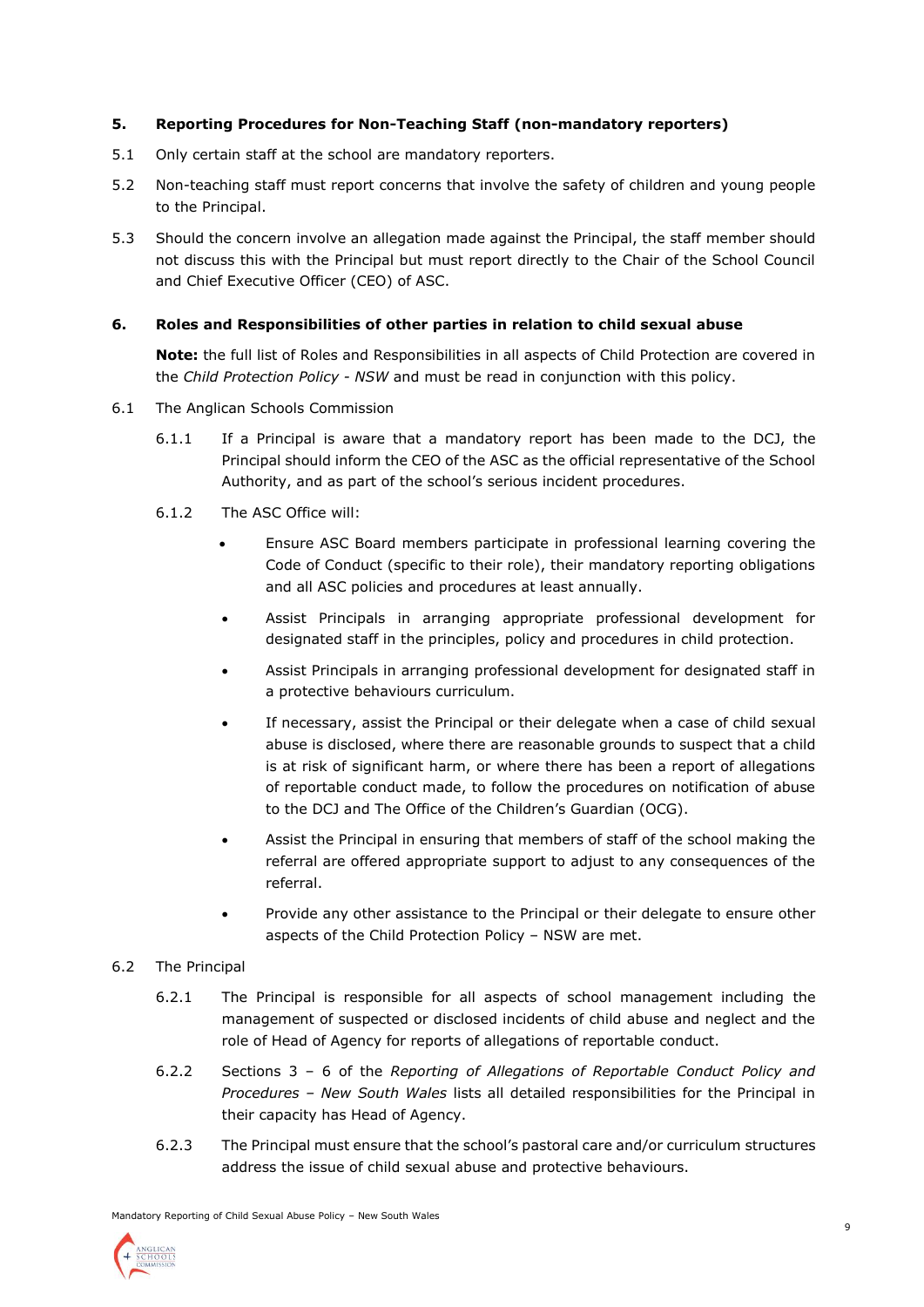## 5. Reporting Procedures for Non-Teaching Staff (non-mandatory reporters)

5.1 Only certain staff at the school are mandatory reporters.

5.2 Non-teaching staff must report concerns that involve the safety of children and young people to the Principal.

5.3 Should the concern involve an allegation made against the Principal, the staff member should not discuss this with the Principal but must report directly to the Chair of the School Council and Chief Executive Officer (CEO) of ASC.

## 6. Roles and Responsibilities of other parties in relation to child sexual abuse

**Note:** the full list of Roles and Responsibilities in all aspects of Child Protection are covered in the *Child Protection Policy - NSW* and must be read in conjunction with this policy.

6.1 The Anglican Schools Commission

6.1.1 If a Principal is aware that a mandatory report has been made to the DCJ, the Principal should inform the CEO of the ASC as the official representative of the School Authority, and as part of the school's serious incident procedures.

6.1.2 The ASC Office will:

- Ensure ASC Board members participate in professional learning covering the Code of Conduct (specific to their role), their mandatory reporting obligations and all ASC policies and procedures at least annually.
- Assist Principals in arranging appropriate professional development for designated staff in the principles, policy and procedures in child protection.
- Assist Principals in arranging professional development for designated staff in a protective behaviours curriculum.
- If necessary, assist the Principal or their delegate when a case of child sexual abuse is disclosed, where there are reasonable grounds to suspect that a child is at risk of significant harm, or where there has been a report of allegations of reportable conduct made, to follow the procedures on notification of abuse to the DCJ and The Office of the Children's Guardian (OCG).
- Assist the Principal in ensuring that members of staff of the school making the referral are offered appropriate support to adjust to any consequences of the referral.
- Provide any other assistance to the Principal or their delegate to ensure other aspects of the Child Protection Policy – NSW are met.

6.2 The Principal

6.2.1 The Principal is responsible for all aspects of school management including the management of suspected or disclosed incidents of child abuse and neglect and the role of Head of Agency for reports of allegations of reportable conduct.

6.2.2 Sections 3 – 6 of the *Reporting of Allegations of Reportable Conduct Policy and Procedures – New South Wales* lists all detailed responsibilities for the Principal in their capacity has Head of Agency.

6.2.3 The Principal must ensure that the school's pastoral care and/or curriculum structures address the issue of child sexual abuse and protective behaviours.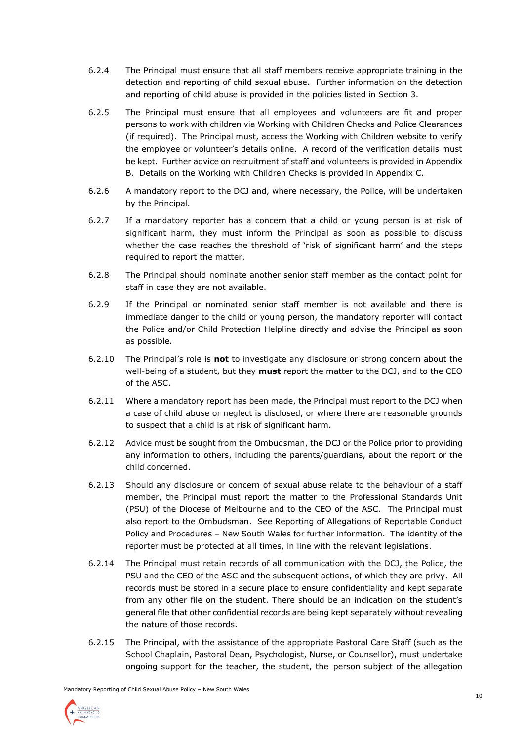6.2.4 The Principal must ensure that all staff members receive appropriate training in the detection and reporting of child sexual abuse. Further information on the detection and reporting of child abuse is provided in the policies listed in Section 3.

6.2.5 The Principal must ensure that all employees and volunteers are fit and proper persons to work with children via Working with Children Checks and Police Clearances (if required). The Principal must, access the Working with Children website to verify the employee or volunteer's details online. A record of the verification details must be kept. Further advice on recruitment of staff and volunteers is provided in Appendix B. Details on the Working with Children Checks is provided in Appendix C.

6.2.6 A mandatory report to the DCJ and, where necessary, the Police, will be undertaken by the Principal.

6.2.7 If a mandatory reporter has a concern that a child or young person is at risk of significant harm, they must inform the Principal as soon as possible to discuss whether the case reaches the threshold of 'risk of significant harm' and the steps required to report the matter.

6.2.8 The Principal should nominate another senior staff member as the contact point for staff in case they are not available.

6.2.9 If the Principal or nominated senior staff member is not available and there is immediate danger to the child or young person, the mandatory reporter will contact the Police and/or Child Protection Helpline directly and advise the Principal as soon as possible.

6.2.10 The Principal's role is **not** to investigate any disclosure or strong concern about the well-being of a student, but they **must** report the matter to the DCJ, and to the CEO of the ASC.

6.2.11 Where a mandatory report has been made, the Principal must report to the DCJ when a case of child abuse or neglect is disclosed, or where there are reasonable grounds to suspect that a child is at risk of significant harm.

6.2.12 Advice must be sought from the Ombudsman, the DCJ or the Police prior to providing any information to others, including the parents/guardians, about the report or the child concerned.

6.2.13 Should any disclosure or concern of sexual abuse relate to the behaviour of a staff member, the Principal must report the matter to the Professional Standards Unit (PSU) of the Diocese of Melbourne and to the CEO of the ASC. The Principal must also report to the Ombudsman. See Reporting of Allegations of Reportable Conduct Policy and Procedures – New South Wales for further information. The identity of the reporter must be protected at all times, in line with the relevant legislations.

6.2.14 The Principal must retain records of all communication with the DCJ, the Police, the PSU and the CEO of the ASC and the subsequent actions, of which they are privy. All records must be stored in a secure place to ensure confidentiality and kept separate from any other file on the student. There should be an indication on the student's general file that other confidential records are being kept separately without revealing the nature of those records.

6.2.15 The Principal, with the assistance of the appropriate Pastoral Care Staff (such as the School Chaplain, Pastoral Dean, Psychologist, Nurse, or Counsellor), must undertake ongoing support for the teacher, the student, the person subject of the allegation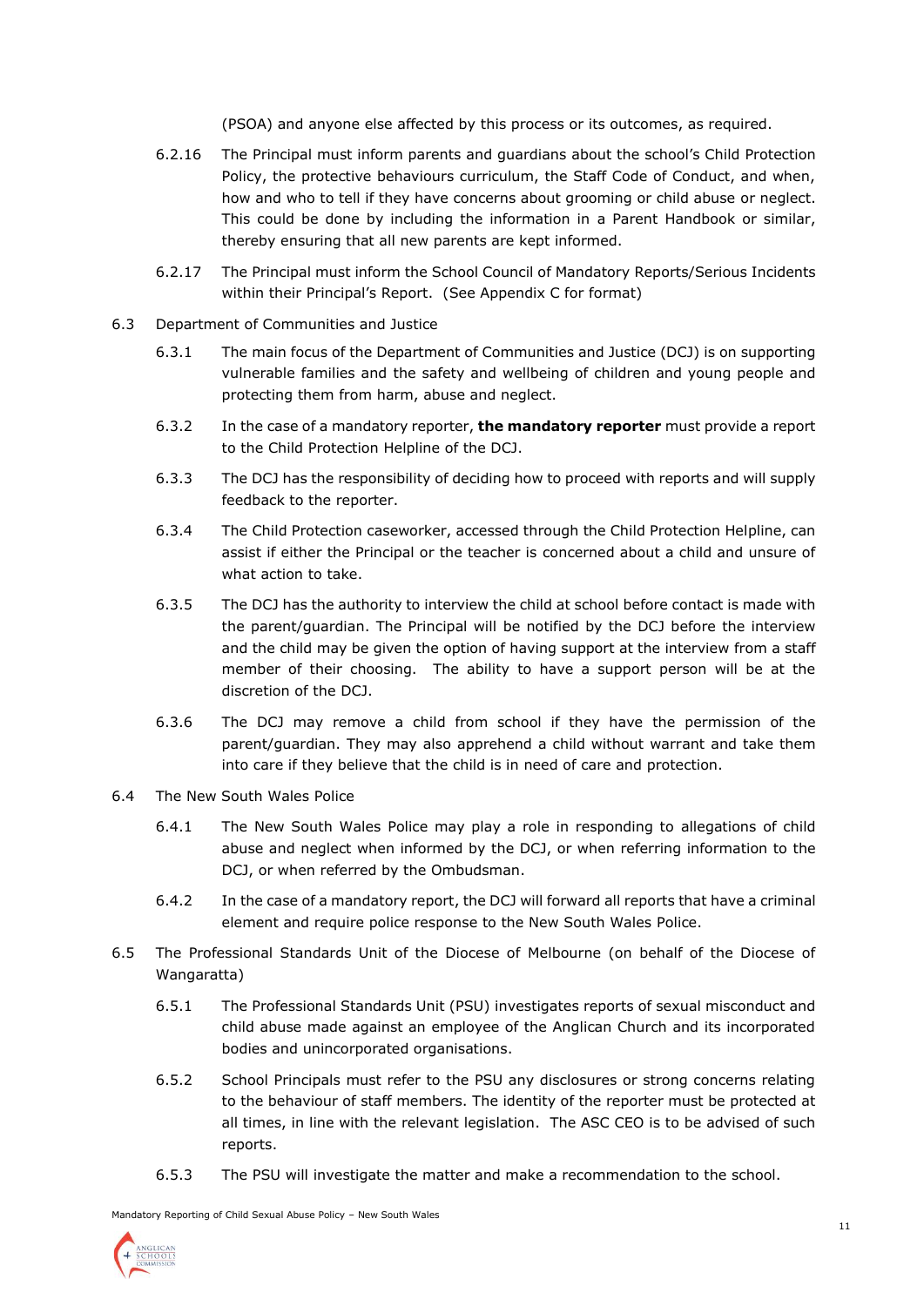(PSOA) and anyone else affected by this process or its outcomes, as required.

6.2.16 The Principal must inform parents and guardians about the school's Child Protection Policy, the protective behaviours curriculum, the Staff Code of Conduct, and when, how and who to tell if they have concerns about grooming or child abuse or neglect. This could be done by including the information in a Parent Handbook or similar, thereby ensuring that all new parents are kept informed.

6.2.17 The Principal must inform the School Council of Mandatory Reports/Serious Incidents within their Principal's Report. (See Appendix C for format)

6.3 Department of Communities and Justice

6.3.1 The main focus of the Department of Communities and Justice (DCJ) is on supporting vulnerable families and the safety and wellbeing of children and young people and protecting them from harm, abuse and neglect.

6.3.2 In the case of a mandatory reporter, **the mandatory reporter** must provide a report to the Child Protection Helpline of the DCJ.

6.3.3 The DCJ has the responsibility of deciding how to proceed with reports and will supply feedback to the reporter.

6.3.4 The Child Protection caseworker, accessed through the Child Protection Helpline, can assist if either the Principal or the teacher is concerned about a child and unsure of what action to take.

6.3.5 The DCJ has the authority to interview the child at school before contact is made with the parent/guardian. The Principal will be notified by the DCJ before the interview and the child may be given the option of having support at the interview from a staff member of their choosing. The ability to have a support person will be at the discretion of the DCJ.

6.3.6 The DCJ may remove a child from school if they have the permission of the parent/guardian. They may also apprehend a child without warrant and take them into care if they believe that the child is in need of care and protection.

6.4 The New South Wales Police

6.4.1 The New South Wales Police may play a role in responding to allegations of child abuse and neglect when informed by the DCJ, or when referring information to the DCJ, or when referred by the Ombudsman.

6.4.2 In the case of a mandatory report, the DCJ will forward all reports that have a criminal element and require police response to the New South Wales Police.

6.5 The Professional Standards Unit of the Diocese of Melbourne (on behalf of the Diocese of Wangaratta)

6.5.1 The Professional Standards Unit (PSU) investigates reports of sexual misconduct and child abuse made against an employee of the Anglican Church and its incorporated bodies and unincorporated organisations.

6.5.2 School Principals must refer to the PSU any disclosures or strong concerns relating to the behaviour of staff members. The identity of the reporter must be protected at all times, in line with the relevant legislation. The ASC CEO is to be advised of such reports.

6.5.3 The PSU will investigate the matter and make a recommendation to the school.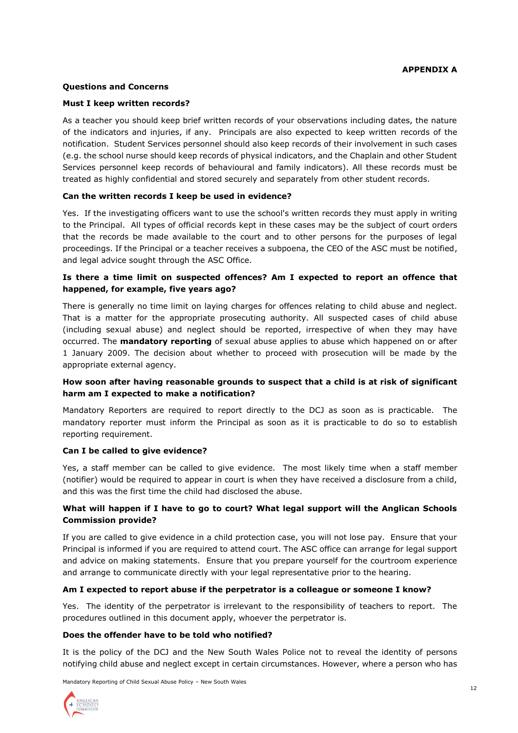**APPENDIX A**

## Questions and Concerns

### Must I keep written records?

As a teacher you should keep brief written records of your observations including dates, the nature of the indicators and injuries, if any. Principals are also expected to keep written records of the notification. Student Services personnel should also keep records of their involvement in such cases (e.g. the school nurse should keep records of physical indicators, and the Chaplain and other Student Services personnel keep records of behavioural and family indicators). All these records must be treated as highly confidential and stored securely and separately from other student records.

### Can the written records I keep be used in evidence?

Yes. If the investigating officers want to use the school's written records they must apply in writing to the Principal. All types of official records kept in these cases may be the subject of court orders that the records be made available to the court and to other persons for the purposes of legal proceedings. If the Principal or a teacher receives a subpoena, the CEO of the ASC must be notified, and legal advice sought through the ASC Office.

### Is there a time limit on suspected offences? Am I expected to report an offence that happened, for example, five years ago?

There is generally no time limit on laying charges for offences relating to child abuse and neglect. That is a matter for the appropriate prosecuting authority. All suspected cases of child abuse (including sexual abuse) and neglect should be reported, irrespective of when they may have occurred. The **mandatory reporting** of sexual abuse applies to abuse which happened on or after 1 January 2009. The decision about whether to proceed with prosecution will be made by the appropriate external agency.

### How soon after having reasonable grounds to suspect that a child is at risk of significant harm am I expected to make a notification?

Mandatory Reporters are required to report directly to the DCJ as soon as is practicable. The mandatory reporter must inform the Principal as soon as it is practicable to do so to establish reporting requirement.

### Can I be called to give evidence?

Yes, a staff member can be called to give evidence. The most likely time when a staff member (notifier) would be required to appear in court is when they have received a disclosure from a child, and this was the first time the child had disclosed the abuse.

### What will happen if I have to go to court? What legal support will the Anglican Schools Commission provide?

If you are called to give evidence in a child protection case, you will not lose pay. Ensure that your Principal is informed if you are required to attend court. The ASC office can arrange for legal support and advice on making statements. Ensure that you prepare yourself for the courtroom experience and arrange to communicate directly with your legal representative prior to the hearing.

### Am I expected to report abuse if the perpetrator is a colleague or someone I know?

Yes. The identity of the perpetrator is irrelevant to the responsibility of teachers to report. The procedures outlined in this document apply, whoever the perpetrator is.

### Does the offender have to be told who notified?

It is the policy of the DCJ and the New South Wales Police not to reveal the identity of persons notifying child abuse and neglect except in certain circumstances. However, where a person who has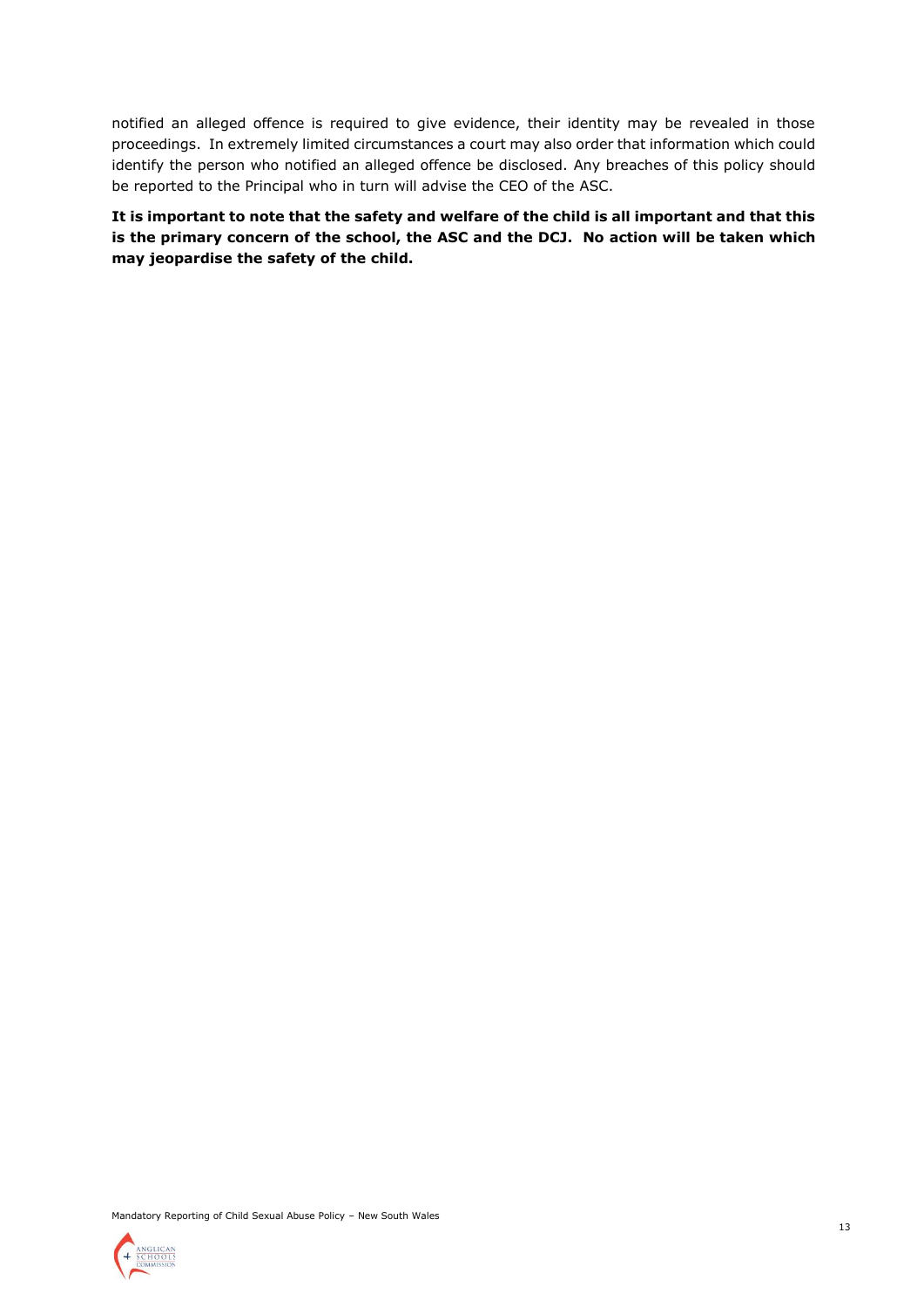notified an alleged offence is required to give evidence, their identity may be revealed in those proceedings. In extremely limited circumstances a court may also order that information which could identify the person who notified an alleged offence be disclosed. Any breaches of this policy should be reported to the Principal who in turn will advise the CEO of the ASC.

**It is important to note that the safety and welfare of the child is all important and that this is the primary concern of the school, the ASC and the DCJ. No action will be taken which may jeopardise the safety of the child.**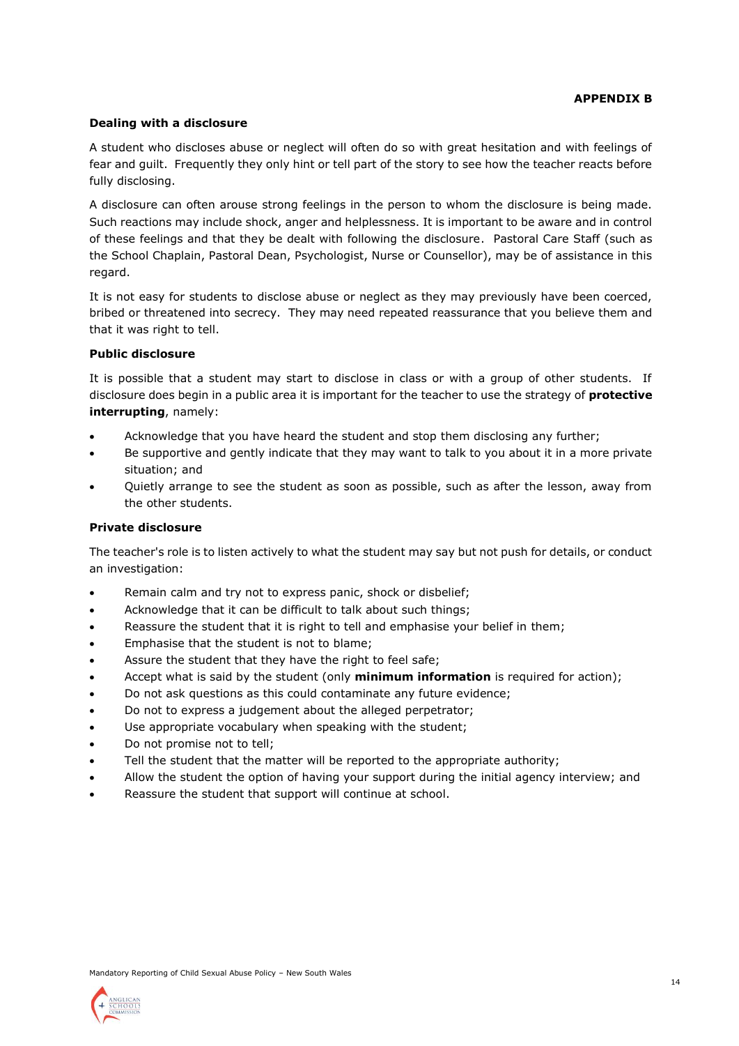**APPENDIX B**

### Dealing with a disclosure

A student who discloses abuse or neglect will often do so with great hesitation and with feelings of fear and guilt. Frequently they only hint or tell part of the story to see how the teacher reacts before fully disclosing.

A disclosure can often arouse strong feelings in the person to whom the disclosure is being made. Such reactions may include shock, anger and helplessness. It is important to be aware and in control of these feelings and that they be dealt with following the disclosure. Pastoral Care Staff (such as the School Chaplain, Pastoral Dean, Psychologist, Nurse or Counsellor), may be of assistance in this regard.

It is not easy for students to disclose abuse or neglect as they may previously have been coerced, bribed or threatened into secrecy. They may need repeated reassurance that you believe them and that it was right to tell.

### Public disclosure

It is possible that a student may start to disclose in class or with a group of other students. If disclosure does begin in a public area it is important for the teacher to use the strategy of **protective interrupting**, namely:

- Acknowledge that you have heard the student and stop them disclosing any further;
- Be supportive and gently indicate that they may want to talk to you about it in a more private situation; and
- Quietly arrange to see the student as soon as possible, such as after the lesson, away from the other students.

### Private disclosure

The teacher's role is to listen actively to what the student may say but not push for details, or conduct an investigation:

- Remain calm and try not to express panic, shock or disbelief;
- Acknowledge that it can be difficult to talk about such things;
- Reassure the student that it is right to tell and emphasise your belief in them;
- Emphasise that the student is not to blame;
- Assure the student that they have the right to feel safe;
- Accept what is said by the student (only **minimum information** is required for action);
- Do not ask questions as this could contaminate any future evidence;
- Do not to express a judgement about the alleged perpetrator;
- Use appropriate vocabulary when speaking with the student;
- Do not promise not to tell;
- Tell the student that the matter will be reported to the appropriate authority;
- Allow the student the option of having your support during the initial agency interview; and
- Reassure the student that support will continue at school.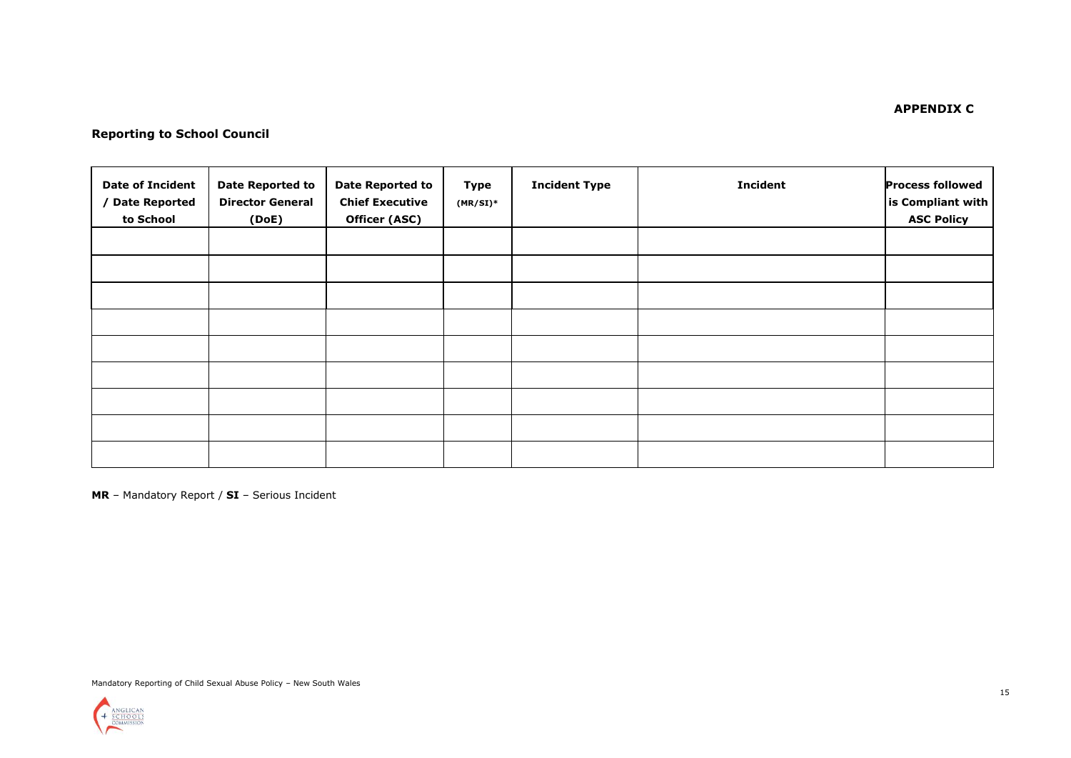**APPENDIX C**

## Reporting to School Council

| Date of Incident / Date Reported to School | Date Reported to Director General (DoE) | Date Reported to Chief Executive Officer (ASC) | Type (MR/SI)* | Incident Type | Incident | Process followed is Compliant with ASC Policy |
|---|---|---|---|---|---|---|
| | | | | | | |
| | | | | | | |
| | | | | | | |
| | | | | | | |
| | | | | | | |
| | | | | | | |
| | | | | | | |
| | | | | | | |
| | | | | | | |

**MR** – Mandatory Report / **SI** – Serious Incident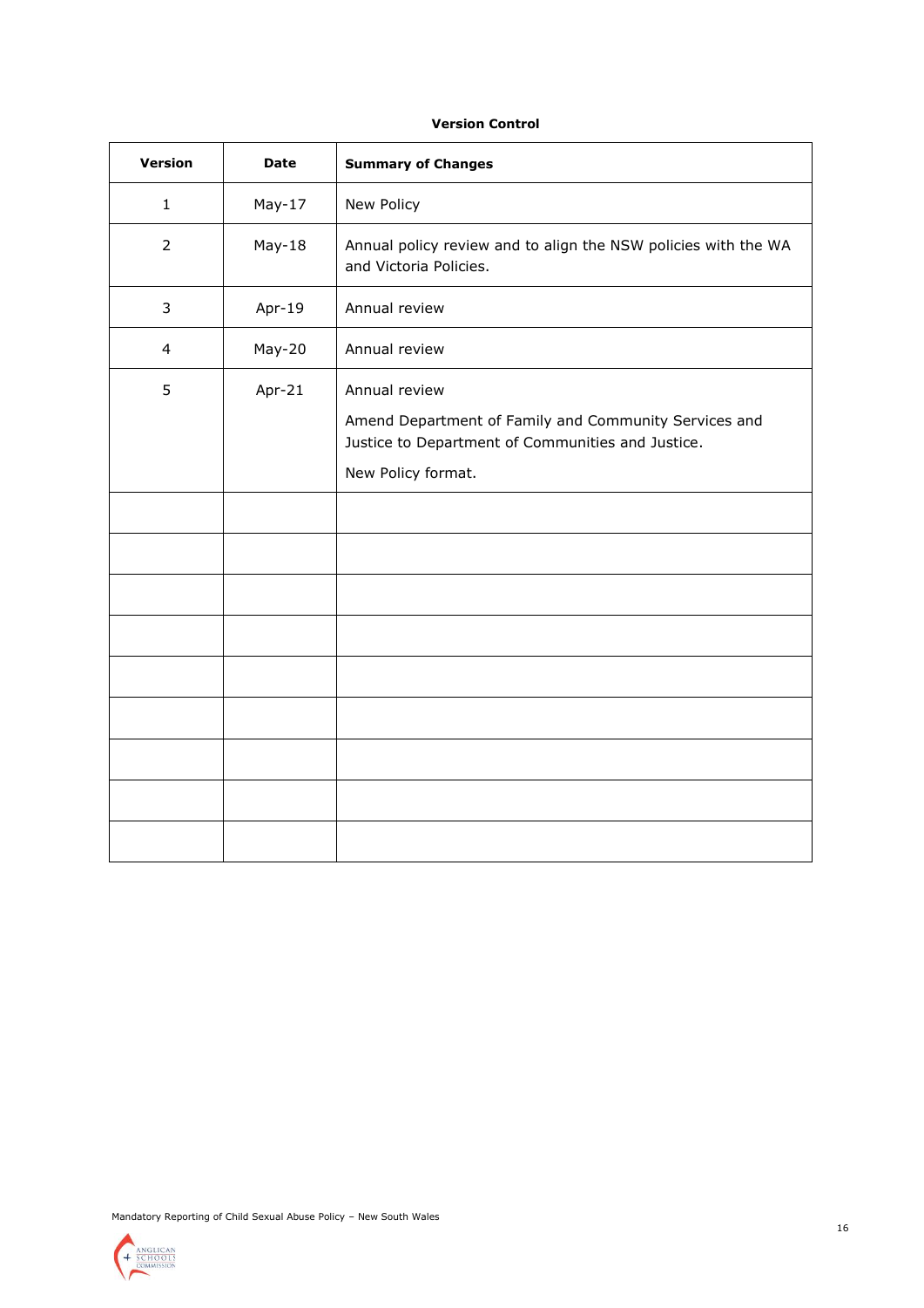**Version Control**

| Version | Date | Summary of Changes |
|---|---|---|
| 1 | May-17 | New Policy |
| 2 | May-18 | Annual policy review and to align the NSW policies with the WA and Victoria Policies. |
| 3 | Apr-19 | Annual review |
| 4 | May-20 | Annual review |
| 5 | Apr-21 | Annual review<br>Amend Department of Family and Community Services and Justice to Department of Communities and Justice.<br>New Policy format. |
| | | |
| | | |
| | | |
| | | |
| | | |
| | | |
| | | |
| | | |
| | | |